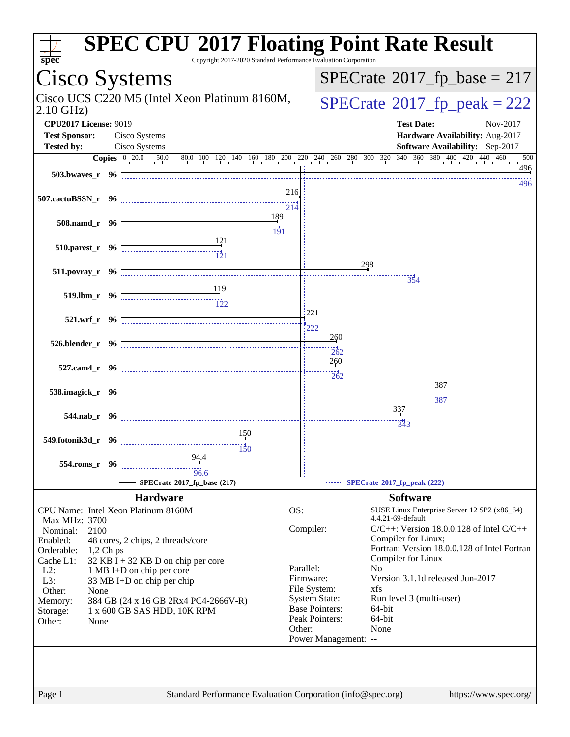# SPEC CPU 2017 Floating Point Rate Result

Copyright 2017-2020 Standard Performance Evaluation Corporation

## Cisco Systems

Cisco UCS C220 M5 (Intel Xeon Platinum 8160M, 2.10 GHz)

**SPECrate 2017_fp_base = 217**

**SPECrate 2017_fp_peak = 222**

| | | | |
|---|---|---|---|
| **CPU2017 License:** | 9019 | **Test Date:** | Nov-2017 |
| **Test Sponsor:** | Cisco Systems | **Hardware Availability:** | Aug-2017 |
| **Tested by:** | Cisco Systems | **Software Availability:** | Sep-2017 |

| Benchmark | Copies | Base | Peak |
|---|---|---|---|
| 503.bwaves_r | 96 | 496 | 496 |
| 507.cactuBSSN_r | 96 | 216 | 214 |
| 508.namd_r | 96 | 189 | 191 |
| 510.parest_r | 96 | 121 | 121 |
| 511.povray_r | 96 | 298 | 354 |
| 519.lbm_r | 96 | 119 | 122 |
| 521.wrf_r | 96 | 221 | 222 |
| 526.blender_r | 96 | 260 | 262 |
| 527.cam4_r | 96 | 260 | 262 |
| 538.imagick_r | 96 | 387 | 387 |
| 544.nab_r | 96 | 337 | 343 |
| 549.fotonik3d_r | 96 | 150 | 150 |
| 554.roms_r | 96 | 94.4 | 96.6 |

SPECrate 2017_fp_base (217) — SPECrate 2017_fp_peak (222)

### Hardware

- **CPU Name:** Intel Xeon Platinum 8160M
- **Max MHz:** 3700
- **Nominal:** 2100
- **Enabled:** 48 cores, 2 chips, 2 threads/core
- **Orderable:** 1,2 Chips
- **Cache L1:** 32 KB I + 32 KB D on chip per core
- **L2:** 1 MB I+D on chip per core
- **L3:** 33 MB I+D on chip per chip
- **Other:** None
- **Memory:** 384 GB (24 x 16 GB 2Rx4 PC4-2666V-R)
- **Storage:** 1 x 600 GB SAS HDD, 10K RPM
- **Other:** None

### Software

- **OS:** SUSE Linux Enterprise Server 12 SP2 (x86_64) 4.4.21-69-default
- **Compiler:** C/C++: Version 18.0.0.128 of Intel C/C++ Compiler for Linux; Fortran: Version 18.0.0.128 of Intel Fortran Compiler for Linux
- **Parallel:** No
- **Firmware:** Version 3.1.1d released Jun-2017
- **File System:** xfs
- **System State:** Run level 3 (multi-user)
- **Base Pointers:** 64-bit
- **Peak Pointers:** 64-bit
- **Other:** None
- **Power Management:** --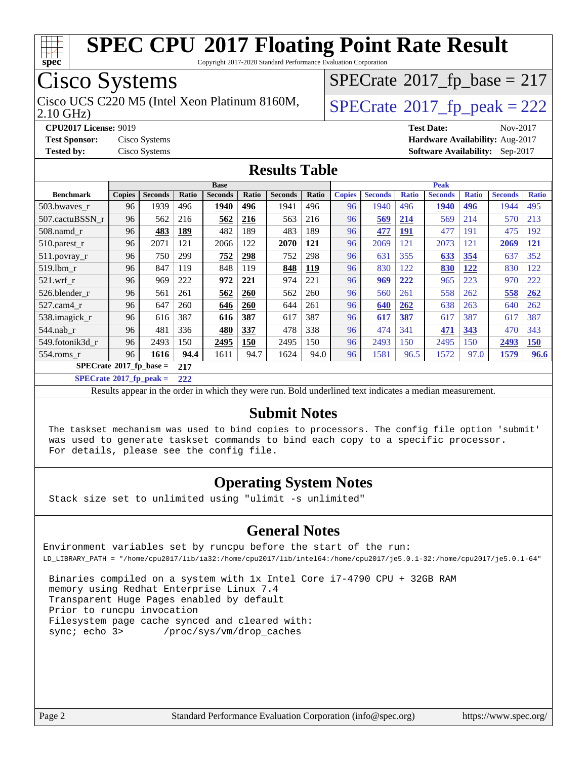# SPEC CPU 2017 Floating Point Rate Result

Copyright 2017-2020 Standard Performance Evaluation Corporation

## Cisco Systems

Cisco UCS C220 M5 (Intel Xeon Platinum 8160M, 2.10 GHz)

SPECrate 2017_fp_base = 217

SPECrate 2017_fp_peak = 222

**CPU2017 License:** 9019
**Test Sponsor:** Cisco Systems
**Tested by:** Cisco Systems
**Test Date:** Nov-2017
**Hardware Availability:** Aug-2017
**Software Availability:** Sep-2017

## Results Table

| Benchmark | Base | | | | | | | Peak | | | | | | |
|---|---|---|---|---|---|---|---|---|---|---|---|---|---|---|
| | Copies | Seconds | Ratio | Seconds | Ratio | Seconds | Ratio | Copies | Seconds | Ratio | Seconds | Ratio | Seconds | Ratio |
| 503.bwaves_r | 96 | 1939 | 496 | **1940** | **496** | 1941 | 496 | 96 | 1940 | 496 | **1940** | **496** | 1944 | 495 |
| 507.cactuBSSN_r | 96 | 562 | 216 | **562** | **216** | 563 | 216 | 96 | **569** | **214** | 569 | 214 | 570 | 213 |
| 508.namd_r | 96 | **483** | **189** | 482 | 189 | 483 | 189 | 96 | **477** | **191** | 477 | 191 | 475 | 192 |
| 510.parest_r | 96 | 2071 | 121 | 2066 | 122 | **2070** | **121** | 96 | 2069 | 121 | 2073 | 121 | **2069** | **121** |
| 511.povray_r | 96 | 750 | 299 | **752** | **298** | 752 | 298 | 96 | 631 | 355 | **633** | **354** | 637 | 352 |
| 519.lbm_r | 96 | 847 | 119 | 848 | 119 | **848** | **119** | 96 | 830 | 122 | **830** | **122** | 830 | 122 |
| 521.wrf_r | 96 | 969 | 222 | **972** | **221** | 974 | 221 | 96 | **969** | **222** | 965 | 223 | 970 | 222 |
| 526.blender_r | 96 | 561 | 261 | **562** | **260** | 562 | 260 | 96 | 560 | 261 | 558 | 262 | **558** | **262** |
| 527.cam4_r | 96 | 647 | 260 | **646** | **260** | 644 | 261 | 96 | **640** | **262** | 638 | 263 | 640 | 262 |
| 538.imagick_r | 96 | 616 | 387 | **616** | **387** | 617 | 387 | 96 | **617** | **387** | 617 | 387 | 617 | 387 |
| 544.nab_r | 96 | 481 | 336 | **480** | **337** | 478 | 338 | 96 | 474 | 341 | **471** | **343** | 470 | 343 |
| 549.fotonik3d_r | 96 | 2493 | 150 | **2495** | **150** | 2495 | 150 | 96 | 2493 | 150 | 2495 | 150 | **2493** | **150** |
| 554.roms_r | 96 | **1616** | **94.4** | 1611 | 94.7 | 1624 | 94.0 | 96 | 1581 | 96.5 | 1572 | 97.0 | **1579** | **96.6** |

**SPECrate 2017_fp_base = 217**

**SPECrate 2017_fp_peak = 222**

Results appear in the order in which they were run. Bold underlined text indicates a median measurement.

## Submit Notes

```
The taskset mechanism was used to bind copies to processors. The config file option 'submit'
was used to generate taskset commands to bind each copy to a specific processor.
For details, please see the config file.
```

## Operating System Notes

```
Stack size set to unlimited using "ulimit -s unlimited"
```

## General Notes

```
Environment variables set by runcpu before the start of the run:
LD_LIBRARY_PATH = "/home/cpu2017/lib/ia32:/home/cpu2017/lib/intel64:/home/cpu2017/je5.0.1-32:/home/cpu2017/je5.0.1-64"

 Binaries compiled on a system with 1x Intel Core i7-4790 CPU + 32GB RAM
 memory using Redhat Enterprise Linux 7.4
 Transparent Huge Pages enabled by default
 Prior to runcpu invocation
 Filesystem page cache synced and cleared with:
 sync; echo 3>       /proc/sys/vm/drop_caches
```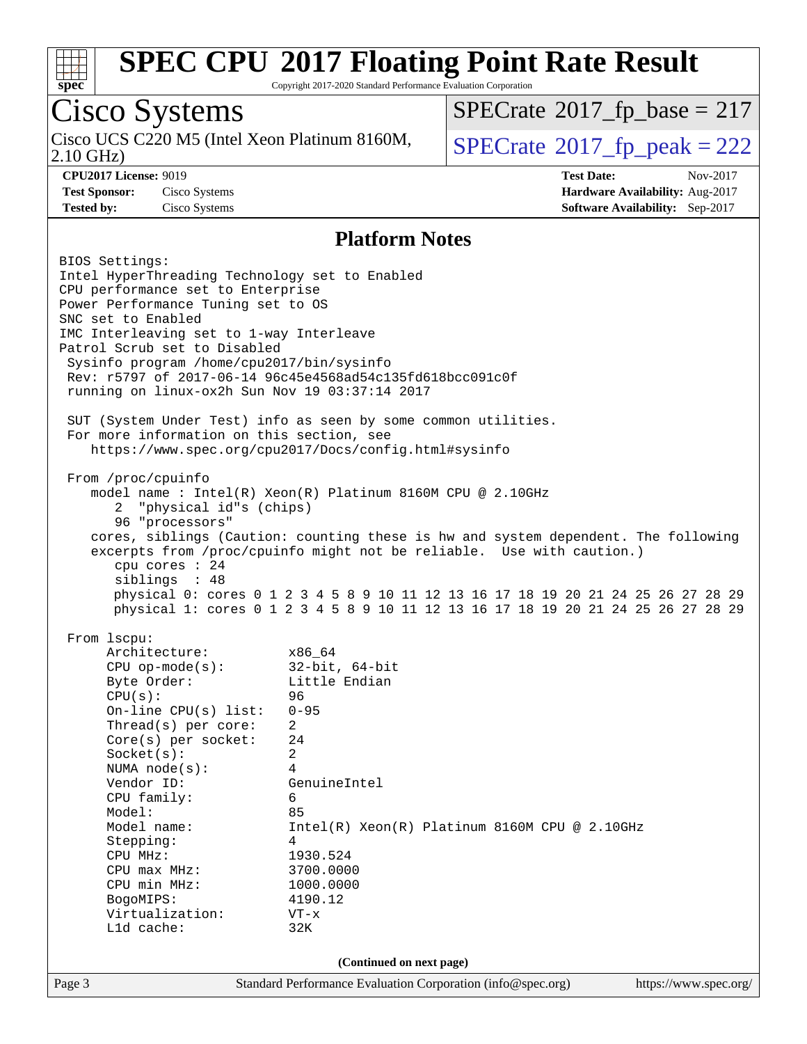# SPEC CPU 2017 Floating Point Rate Result

Copyright 2017-2020 Standard Performance Evaluation Corporation

## Cisco Systems

Cisco UCS C220 M5 (Intel Xeon Platinum 8160M, 2.10 GHz)

SPECrate 2017_fp_base = 217

SPECrate 2017_fp_peak = 222

**CPU2017 License:** 9019
**Test Sponsor:** Cisco Systems
**Tested by:** Cisco Systems

**Test Date:** Nov-2017
**Hardware Availability:** Aug-2017
**Software Availability:** Sep-2017

### Platform Notes

```
BIOS Settings:
Intel HyperThreading Technology set to Enabled
CPU performance set to Enterprise
Power Performance Tuning set to OS
SNC set to Enabled
IMC Interleaving set to 1-way Interleave
Patrol Scrub set to Disabled
 Sysinfo program /home/cpu2017/bin/sysinfo
 Rev: r5797 of 2017-06-14 96c45e4568ad54c135fd618bcc091c0f
 running on linux-ox2h Sun Nov 19 03:37:14 2017

 SUT (System Under Test) info as seen by some common utilities.
 For more information on this section, see
    https://www.spec.org/cpu2017/Docs/config.html#sysinfo

 From /proc/cpuinfo
    model name : Intel(R) Xeon(R) Platinum 8160M CPU @ 2.10GHz
       2  "physical id"s (chips)
       96 "processors"
    cores, siblings (Caution: counting these is hw and system dependent. The following
    excerpts from /proc/cpuinfo might not be reliable.  Use with caution.)
       cpu cores : 24
       siblings  : 48
       physical 0: cores 0 1 2 3 4 5 8 9 10 11 12 13 16 17 18 19 20 21 24 25 26 27 28 29
       physical 1: cores 0 1 2 3 4 5 8 9 10 11 12 13 16 17 18 19 20 21 24 25 26 27 28 29

 From lscpu:
      Architecture:          x86_64
      CPU op-mode(s):        32-bit, 64-bit
      Byte Order:            Little Endian
      CPU(s):                96
      On-line CPU(s) list:   0-95
      Thread(s) per core:    2
      Core(s) per socket:    24
      Socket(s):             2
      NUMA node(s):          4
      Vendor ID:             GenuineIntel
      CPU family:            6
      Model:                 85
      Model name:            Intel(R) Xeon(R) Platinum 8160M CPU @ 2.10GHz
      Stepping:              4
      CPU MHz:               1930.524
      CPU max MHz:           3700.0000
      CPU min MHz:           1000.0000
      BogoMIPS:              4190.12
      Virtualization:        VT-x
      L1d cache:             32K
```

(Continued on next page)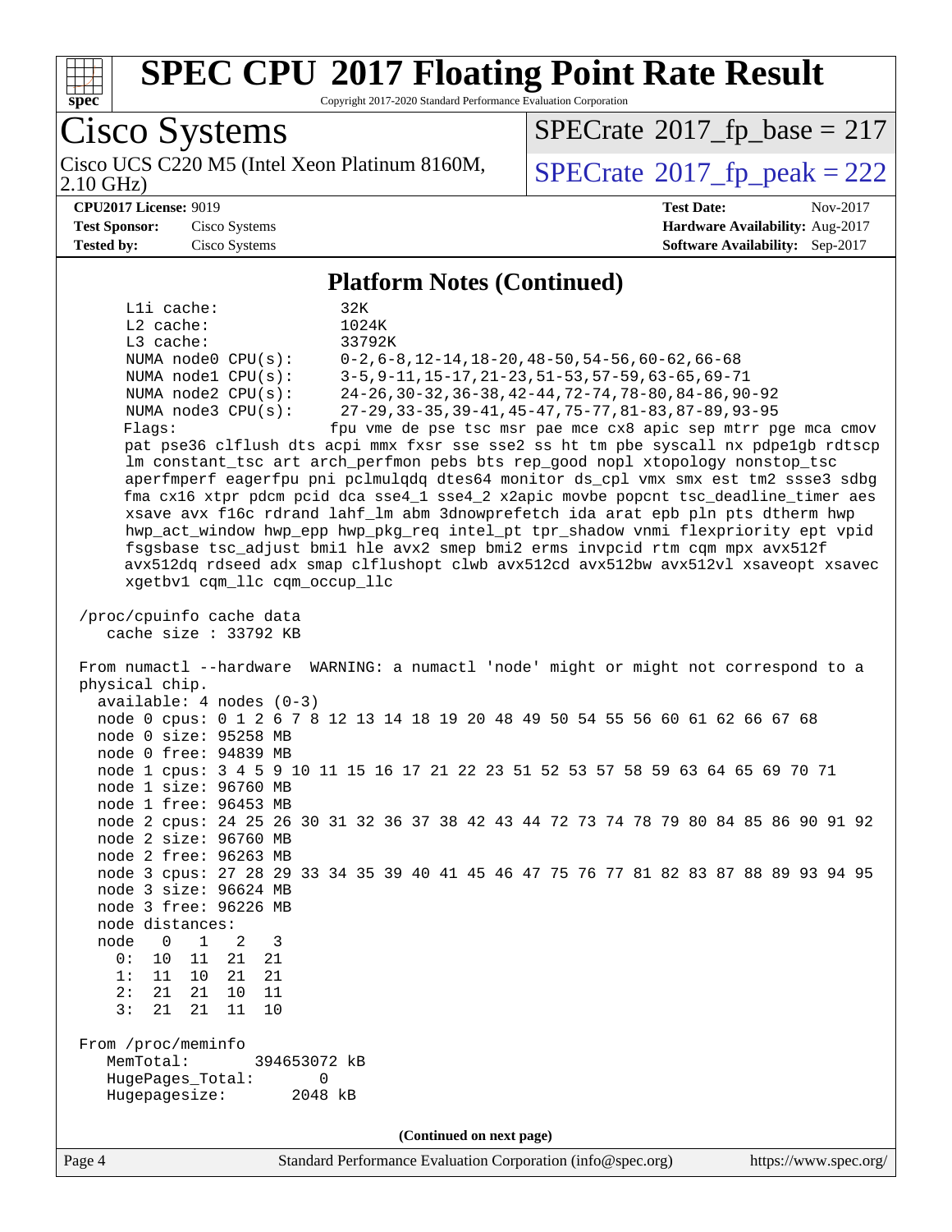# SPEC CPU 2017 Floating Point Rate Result

Copyright 2017-2020 Standard Performance Evaluation Corporation

**Cisco Systems**

Cisco UCS C220 M5 (Intel Xeon Platinum 8160M, 2.10 GHz)

SPECrate 2017_fp_base = 217

SPECrate 2017_fp_peak = 222

**CPU2017 License:** 9019
**Test Sponsor:** Cisco Systems
**Tested by:** Cisco Systems

**Test Date:** Nov-2017
**Hardware Availability:** Aug-2017
**Software Availability:** Sep-2017

## Platform Notes (Continued)

```
     L1i cache:              32K
     L2 cache:               1024K
     L3 cache:               33792K
     NUMA node0 CPU(s):      0-2,6-8,12-14,18-20,48-50,54-56,60-62,66-68
     NUMA node1 CPU(s):      3-5,9-11,15-17,21-23,51-53,57-59,63-65,69-71
     NUMA node2 CPU(s):      24-26,30-32,36-38,42-44,72-74,78-80,84-86,90-92
     NUMA node3 CPU(s):      27-29,33-35,39-41,45-47,75-77,81-83,87-89,93-95
     Flags:                 fpu vme de pse tsc msr pae mce cx8 apic sep mtrr pge mca cmov
     pat pse36 clflush dts acpi mmx fxsr sse sse2 ss ht tm pbe syscall nx pdpe1gb rdtscp
     lm constant_tsc art arch_perfmon pebs bts rep_good nopl xtopology nonstop_tsc
     aperfmperf eagerfpu pni pclmulqdq dtes64 monitor ds_cpl vmx smx est tm2 ssse3 sdbg
     fma cx16 xtpr pdcm pcid dca sse4_1 sse4_2 x2apic movbe popcnt tsc_deadline_timer aes
     xsave avx f16c rdrand lahf_lm abm 3dnowprefetch ida arat epb pln pts dtherm hwp
     hwp_act_window hwp_epp hwp_pkg_req intel_pt tpr_shadow vnmi flexpriority ept vpid
     fsgsbase tsc_adjust bmi1 hle avx2 smep bmi2 erms invpcid rtm cqm mpx avx512f
     avx512dq rdseed adx smap clflushopt clwb avx512cd avx512bw avx512vl xsaveopt xsavec
     xgetbv1 cqm_llc cqm_occup_llc

 /proc/cpuinfo cache data
    cache size : 33792 KB

 From numactl --hardware  WARNING: a numactl 'node' might or might not correspond to a
 physical chip.
   available: 4 nodes (0-3)
   node 0 cpus: 0 1 2 6 7 8 12 13 14 18 19 20 48 49 50 54 55 56 60 61 62 66 67 68
   node 0 size: 95258 MB
   node 0 free: 94839 MB
   node 1 cpus: 3 4 5 9 10 11 15 16 17 21 22 23 51 52 53 57 58 59 63 64 65 69 70 71
   node 1 size: 96760 MB
   node 1 free: 96453 MB
   node 2 cpus: 24 25 26 30 31 32 36 37 38 42 43 44 72 73 74 78 79 80 84 85 86 90 91 92
   node 2 size: 96760 MB
   node 2 free: 96263 MB
   node 3 cpus: 27 28 29 33 34 35 39 40 41 45 46 47 75 76 77 81 82 83 87 88 89 93 94 95
   node 3 size: 96624 MB
   node 3 free: 96226 MB
   node distances:
   node   0   1   2   3
     0:  10  11  21  21
     1:  11  10  21  21
     2:  21  21  10  11
     3:  21  21  11  10

 From /proc/meminfo
    MemTotal:       394653072 kB
    HugePages_Total:       0
    Hugepagesize:       2048 kB
```

(Continued on next page)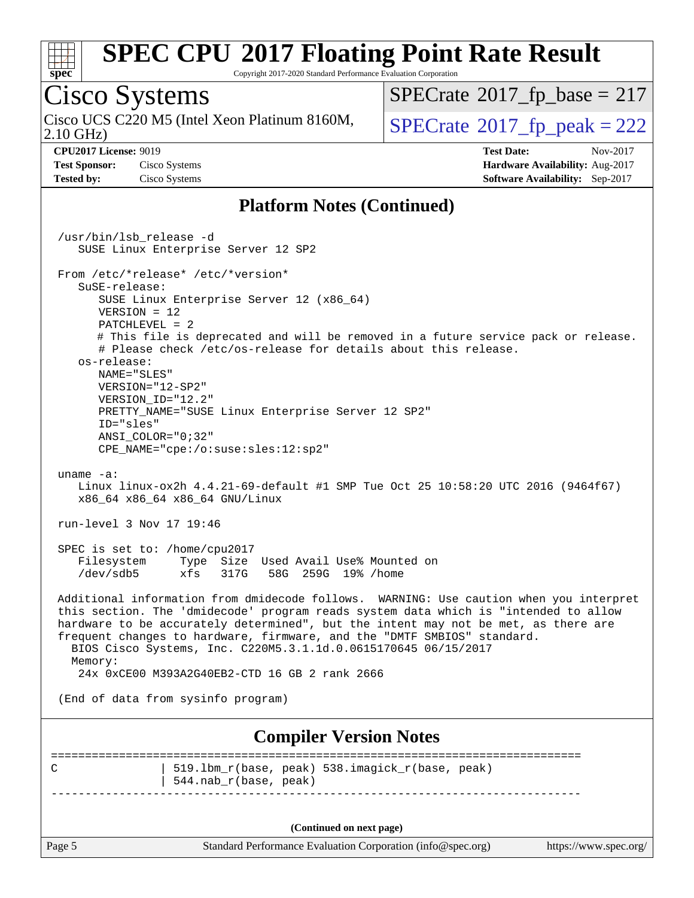## Platform Notes (Continued)

```
/usr/bin/lsb_release -d
   SUSE Linux Enterprise Server 12 SP2

From /etc/*release* /etc/*version*
   SuSE-release:
      SUSE Linux Enterprise Server 12 (x86_64)
      VERSION = 12
      PATCHLEVEL = 2
      # This file is deprecated and will be removed in a future service pack or release.
      # Please check /etc/os-release for details about this release.
   os-release:
      NAME="SLES"
      VERSION="12-SP2"
      VERSION_ID="12.2"
      PRETTY_NAME="SUSE Linux Enterprise Server 12 SP2"
      ID="sles"
      ANSI_COLOR="0;32"
      CPE_NAME="cpe:/o:suse:sles:12:sp2"

uname -a:
   Linux linux-ox2h 4.4.21-69-default #1 SMP Tue Oct 25 10:58:20 UTC 2016 (9464f67)
   x86_64 x86_64 x86_64 GNU/Linux

run-level 3 Nov 17 19:46

SPEC is set to: /home/cpu2017
   Filesystem     Type  Size  Used Avail Use% Mounted on
   /dev/sdb5      xfs   317G   58G  259G  19% /home

Additional information from dmidecode follows.  WARNING: Use caution when you interpret
this section. The 'dmidecode' program reads system data which is "intended to allow
hardware to be accurately determined", but the intent may not be met, as there are
frequent changes to hardware, firmware, and the "DMTF SMBIOS" standard.
  BIOS Cisco Systems, Inc. C220M5.3.1.1d.0.0615170645 06/15/2017
  Memory:
   24x 0xCE00 M393A2G40EB2-CTD 16 GB 2 rank 2666

(End of data from sysinfo program)
```

## Compiler Version Notes

```
==============================================================================
C               | 519.lbm_r(base, peak) 538.imagick_r(base, peak)
                | 544.nab_r(base, peak)
------------------------------------------------------------------------------
```

(Continued on next page)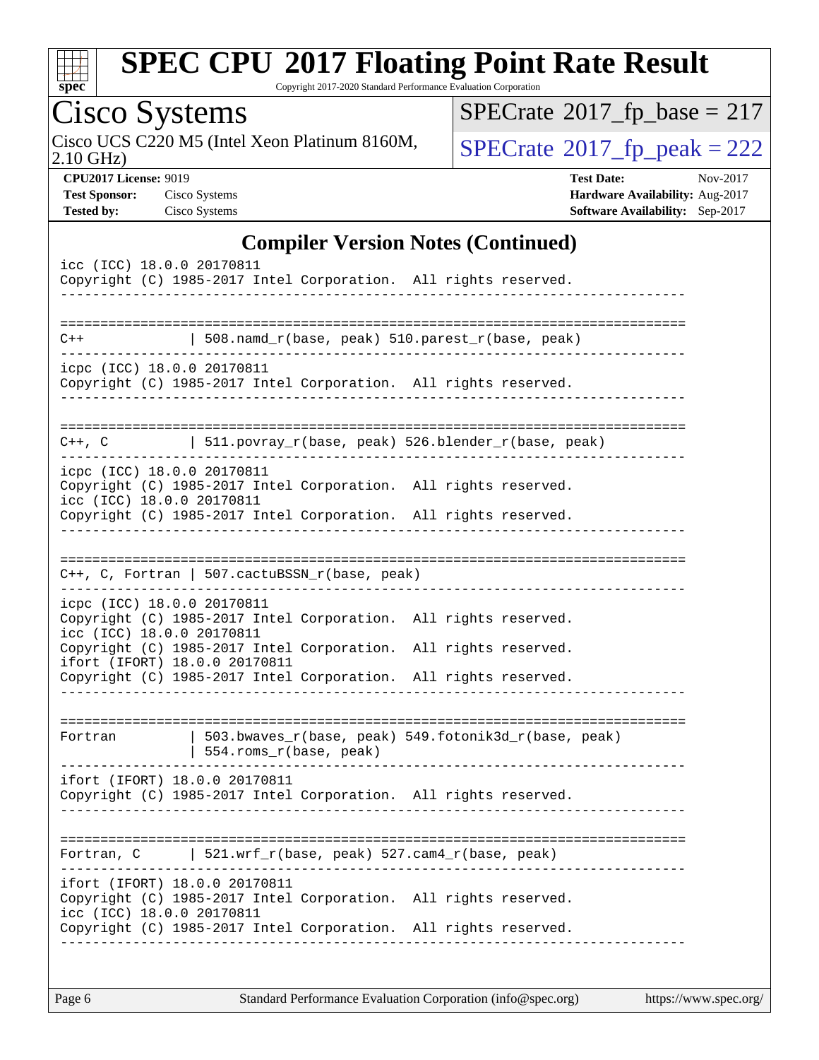# SPEC CPU 2017 Floating Point Rate Result

Copyright 2017-2020 Standard Performance Evaluation Corporation

## Cisco Systems

Cisco UCS C220 M5 (Intel Xeon Platinum 8160M, 2.10 GHz)

SPECrate 2017_fp_base = 217

SPECrate 2017_fp_peak = 222

**CPU2017 License:** 9019
**Test Sponsor:** Cisco Systems
**Tested by:** Cisco Systems

**Test Date:** Nov-2017
**Hardware Availability:** Aug-2017
**Software Availability:** Sep-2017

### Compiler Version Notes (Continued)

```
icc (ICC) 18.0.0 20170811
Copyright (C) 1985-2017 Intel Corporation.  All rights reserved.
------------------------------------------------------------------------------

==============================================================================
C++             | 508.namd_r(base, peak) 510.parest_r(base, peak)
------------------------------------------------------------------------------
icpc (ICC) 18.0.0 20170811
Copyright (C) 1985-2017 Intel Corporation.  All rights reserved.
------------------------------------------------------------------------------

==============================================================================
C++, C          | 511.povray_r(base, peak) 526.blender_r(base, peak)
------------------------------------------------------------------------------
icpc (ICC) 18.0.0 20170811
Copyright (C) 1985-2017 Intel Corporation.  All rights reserved.
icc (ICC) 18.0.0 20170811
Copyright (C) 1985-2017 Intel Corporation.  All rights reserved.
------------------------------------------------------------------------------

==============================================================================
C++, C, Fortran | 507.cactuBSSN_r(base, peak)
------------------------------------------------------------------------------
icpc (ICC) 18.0.0 20170811
Copyright (C) 1985-2017 Intel Corporation.  All rights reserved.
icc (ICC) 18.0.0 20170811
Copyright (C) 1985-2017 Intel Corporation.  All rights reserved.
ifort (IFORT) 18.0.0 20170811
Copyright (C) 1985-2017 Intel Corporation.  All rights reserved.
------------------------------------------------------------------------------

==============================================================================
Fortran         | 503.bwaves_r(base, peak) 549.fotonik3d_r(base, peak)
                | 554.roms_r(base, peak)
------------------------------------------------------------------------------
ifort (IFORT) 18.0.0 20170811
Copyright (C) 1985-2017 Intel Corporation.  All rights reserved.
------------------------------------------------------------------------------

==============================================================================
Fortran, C      | 521.wrf_r(base, peak) 527.cam4_r(base, peak)
------------------------------------------------------------------------------
ifort (IFORT) 18.0.0 20170811
Copyright (C) 1985-2017 Intel Corporation.  All rights reserved.
icc (ICC) 18.0.0 20170811
Copyright (C) 1985-2017 Intel Corporation.  All rights reserved.
------------------------------------------------------------------------------
```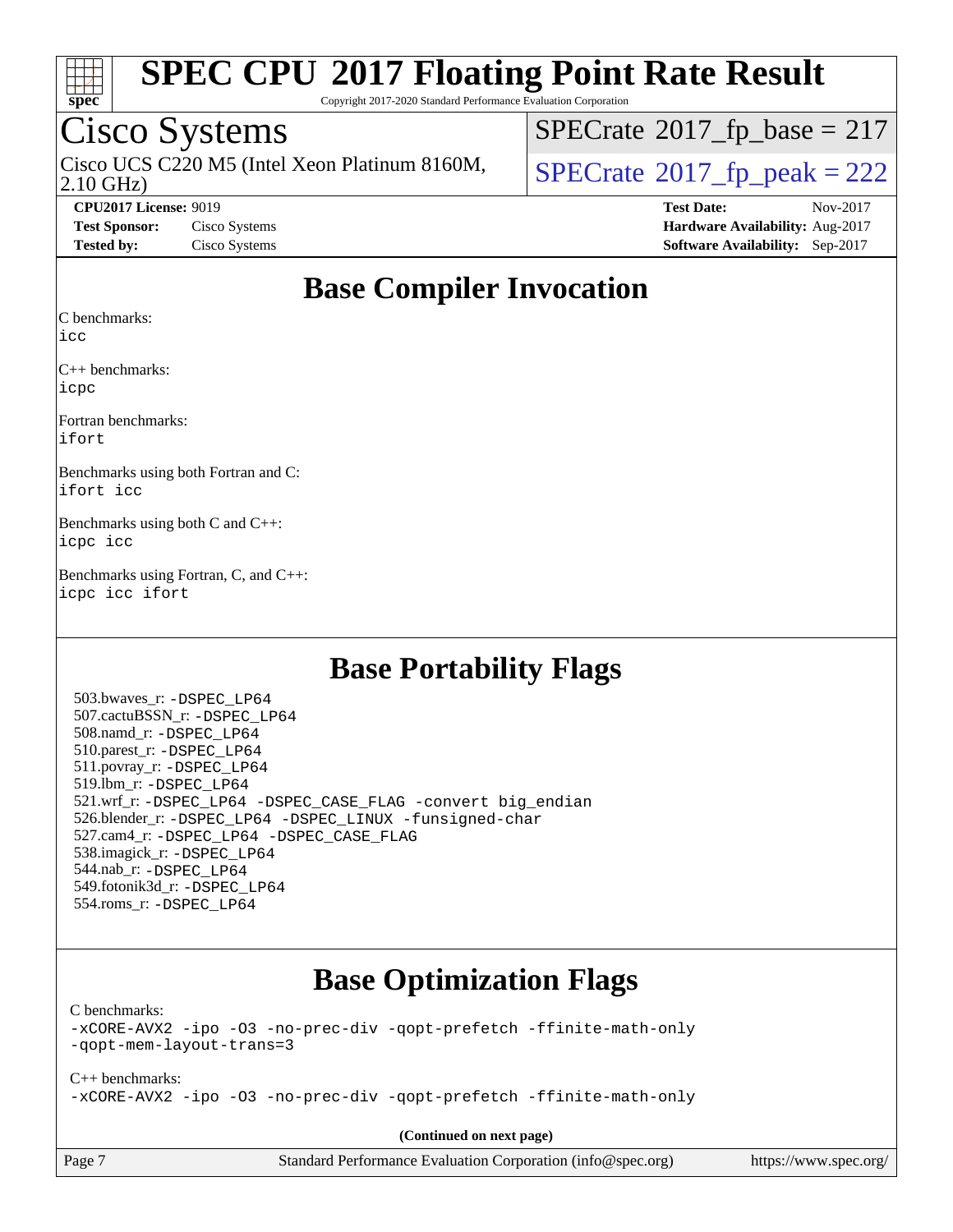# SPEC CPU 2017 Floating Point Rate Result

Copyright 2017-2020 Standard Performance Evaluation Corporation

## Cisco Systems

Cisco UCS C220 M5 (Intel Xeon Platinum 8160M, 2.10 GHz)

SPECrate 2017_fp_base = 217

SPECrate 2017_fp_peak = 222

**CPU2017 License:** 9019
**Test Sponsor:** Cisco Systems
**Tested by:** Cisco Systems

**Test Date:** Nov-2017
**Hardware Availability:** Aug-2017
**Software Availability:** Sep-2017

## Base Compiler Invocation

C benchmarks:
icc

C++ benchmarks:
icpc

Fortran benchmarks:
ifort

Benchmarks using both Fortran and C:
ifort icc

Benchmarks using both C and C++:
icpc icc

Benchmarks using Fortran, C, and C++:
icpc icc ifort

## Base Portability Flags

503.bwaves_r: -DSPEC_LP64
507.cactuBSSN_r: -DSPEC_LP64
508.namd_r: -DSPEC_LP64
510.parest_r: -DSPEC_LP64
511.povray_r: -DSPEC_LP64
519.lbm_r: -DSPEC_LP64
521.wrf_r: -DSPEC_LP64 -DSPEC_CASE_FLAG -convert big_endian
526.blender_r: -DSPEC_LP64 -DSPEC_LINUX -funsigned-char
527.cam4_r: -DSPEC_LP64 -DSPEC_CASE_FLAG
538.imagick_r: -DSPEC_LP64
544.nab_r: -DSPEC_LP64
549.fotonik3d_r: -DSPEC_LP64
554.roms_r: -DSPEC_LP64

## Base Optimization Flags

C benchmarks:
-xCORE-AVX2 -ipo -O3 -no-prec-div -qopt-prefetch -ffinite-math-only
-qopt-mem-layout-trans=3

C++ benchmarks:
-xCORE-AVX2 -ipo -O3 -no-prec-div -qopt-prefetch -ffinite-math-only

**(Continued on next page)**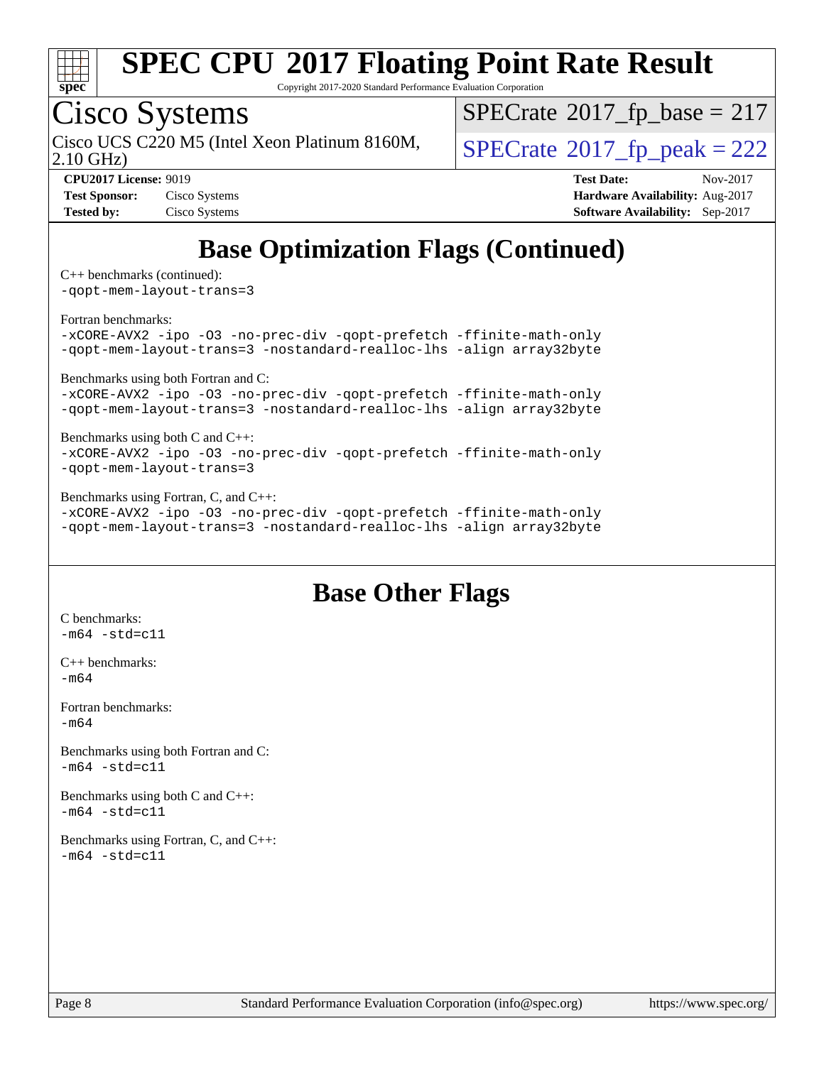# Base Optimization Flags (Continued)

C++ benchmarks (continued):
`-qopt-mem-layout-trans=3`

Fortran benchmarks:
`-xCORE-AVX2 -ipo -O3 -no-prec-div -qopt-prefetch -ffinite-math-only -qopt-mem-layout-trans=3 -nostandard-realloc-lhs -align array32byte`

Benchmarks using both Fortran and C:
`-xCORE-AVX2 -ipo -O3 -no-prec-div -qopt-prefetch -ffinite-math-only -qopt-mem-layout-trans=3 -nostandard-realloc-lhs -align array32byte`

Benchmarks using both C and C++:
`-xCORE-AVX2 -ipo -O3 -no-prec-div -qopt-prefetch -ffinite-math-only -qopt-mem-layout-trans=3`

Benchmarks using Fortran, C, and C++:
`-xCORE-AVX2 -ipo -O3 -no-prec-div -qopt-prefetch -ffinite-math-only -qopt-mem-layout-trans=3 -nostandard-realloc-lhs -align array32byte`

# Base Other Flags

C benchmarks:
`-m64 -std=c11`

C++ benchmarks:
`-m64`

Fortran benchmarks:
`-m64`

Benchmarks using both Fortran and C:
`-m64 -std=c11`

Benchmarks using both C and C++:
`-m64 -std=c11`

Benchmarks using Fortran, C, and C++:
`-m64 -std=c11`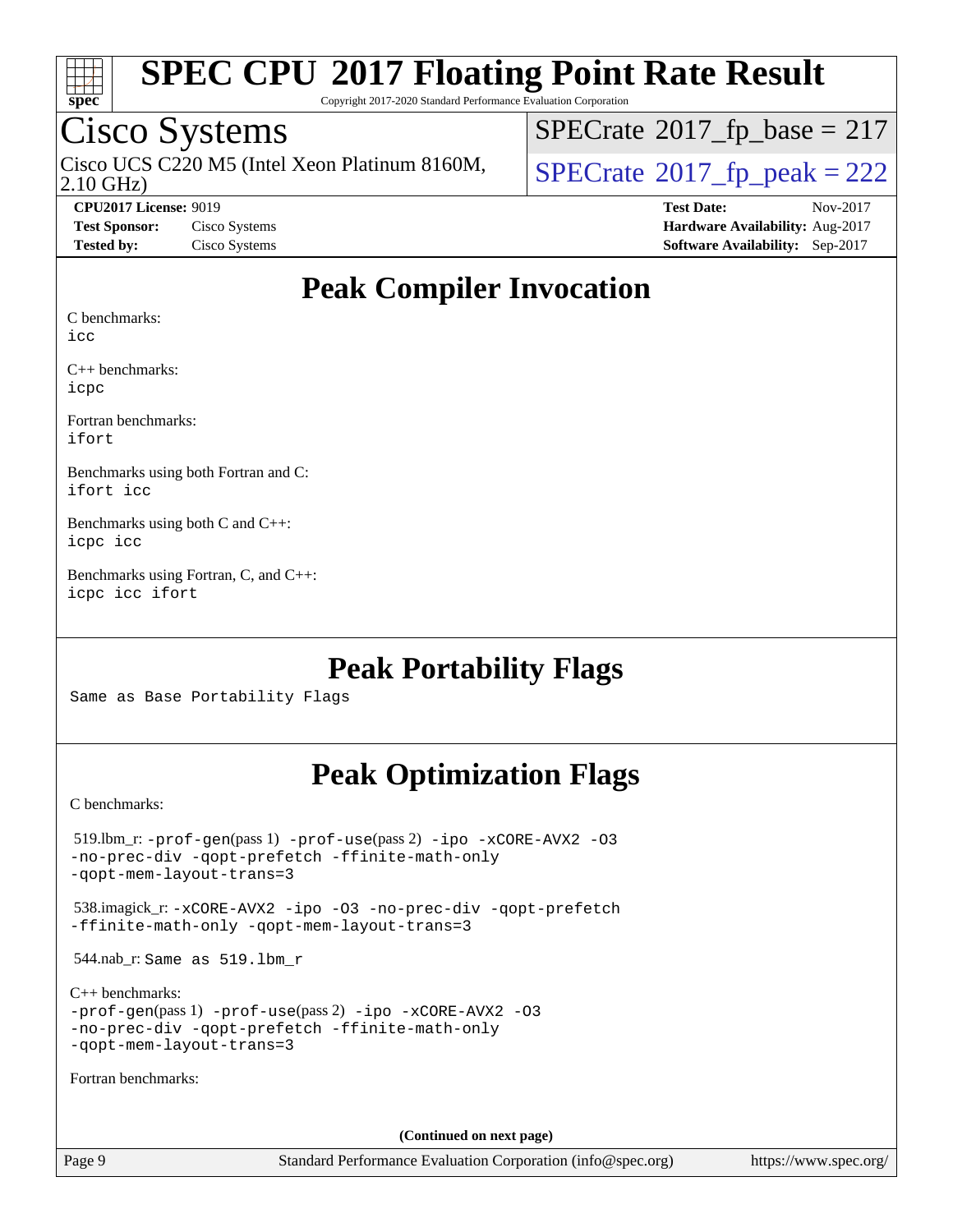# SPEC CPU 2017 Floating Point Rate Result

Copyright 2017-2020 Standard Performance Evaluation Corporation

## Cisco Systems

Cisco UCS C220 M5 (Intel Xeon Platinum 8160M, 2.10 GHz)

SPECrate 2017_fp_base = 217

SPECrate 2017_fp_peak = 222

**CPU2017 License:** 9019
**Test Sponsor:** Cisco Systems
**Tested by:** Cisco Systems

**Test Date:** Nov-2017
**Hardware Availability:** Aug-2017
**Software Availability:** Sep-2017

## Peak Compiler Invocation

C benchmarks:
`icc`

C++ benchmarks:
`icpc`

Fortran benchmarks:
`ifort`

Benchmarks using both Fortran and C:
`ifort icc`

Benchmarks using both C and C++:
`icpc icc`

Benchmarks using Fortran, C, and C++:
`icpc icc ifort`

## Peak Portability Flags

Same as Base Portability Flags

## Peak Optimization Flags

C benchmarks:

519.lbm_r: `-prof-gen`(pass 1) `-prof-use`(pass 2) `-ipo -xCORE-AVX2 -O3 -no-prec-div -qopt-prefetch -ffinite-math-only -qopt-mem-layout-trans=3`

538.imagick_r: `-xCORE-AVX2 -ipo -O3 -no-prec-div -qopt-prefetch -ffinite-math-only -qopt-mem-layout-trans=3`

544.nab_r: Same as 519.lbm_r

C++ benchmarks:
`-prof-gen`(pass 1) `-prof-use`(pass 2) `-ipo -xCORE-AVX2 -O3 -no-prec-div -qopt-prefetch -ffinite-math-only -qopt-mem-layout-trans=3`

Fortran benchmarks:

**(Continued on next page)**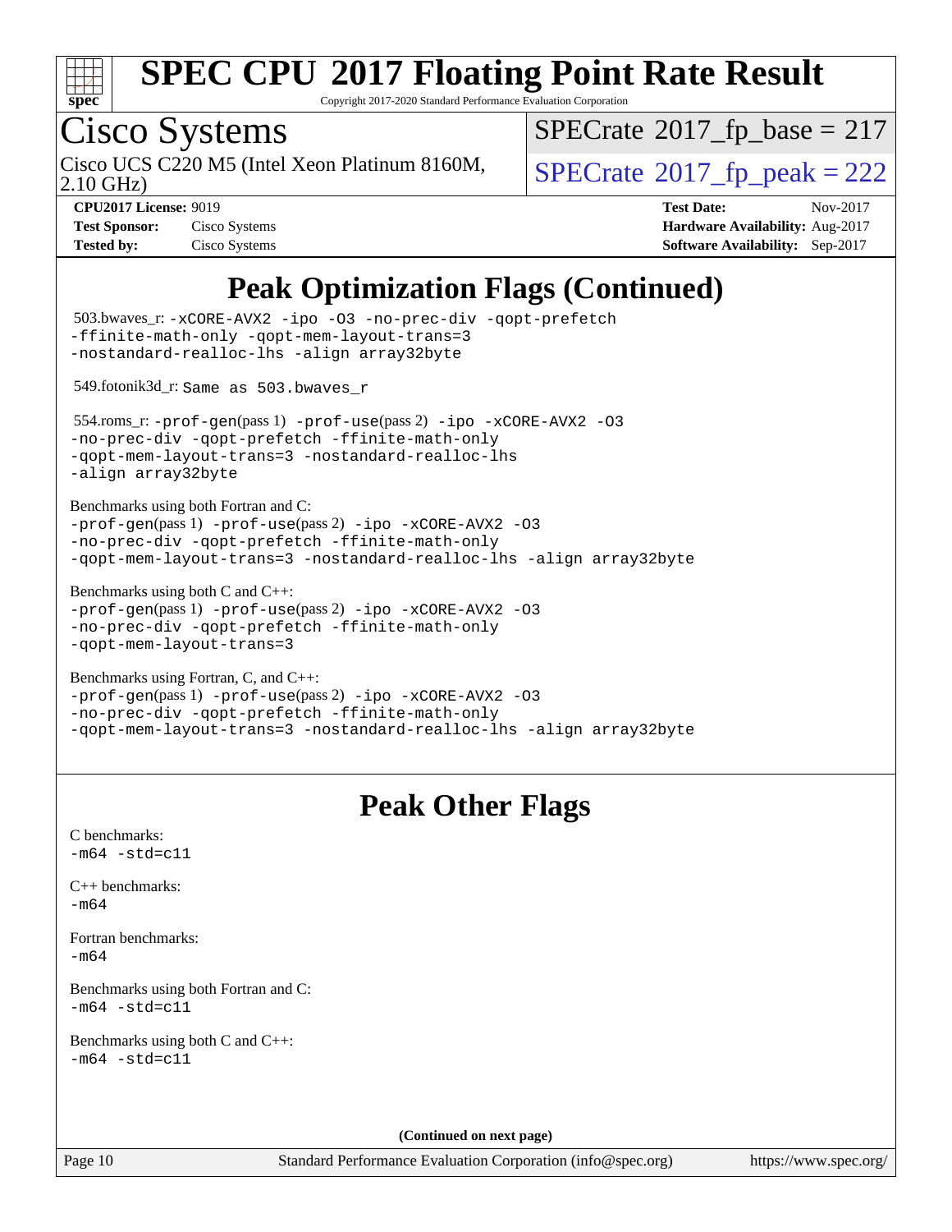# SPEC CPU 2017 Floating Point Rate Result

Copyright 2017-2020 Standard Performance Evaluation Corporation

## Cisco Systems

Cisco UCS C220 M5 (Intel Xeon Platinum 8160M, 2.10 GHz)

SPECrate 2017_fp_base = 217

SPECrate 2017_fp_peak = 222

**CPU2017 License:** 9019
**Test Sponsor:** Cisco Systems
**Tested by:** Cisco Systems

**Test Date:** Nov-2017
**Hardware Availability:** Aug-2017
**Software Availability:** Sep-2017

## Peak Optimization Flags (Continued)

503.bwaves_r: -xCORE-AVX2 -ipo -O3 -no-prec-div -qopt-prefetch -ffinite-math-only -qopt-mem-layout-trans=3 -nostandard-realloc-lhs -align array32byte

549.fotonik3d_r: Same as 503.bwaves_r

554.roms_r: -prof-gen(pass 1) -prof-use(pass 2) -ipo -xCORE-AVX2 -O3 -no-prec-div -qopt-prefetch -ffinite-math-only -qopt-mem-layout-trans=3 -nostandard-realloc-lhs -align array32byte

Benchmarks using both Fortran and C:
-prof-gen(pass 1) -prof-use(pass 2) -ipo -xCORE-AVX2 -O3 -no-prec-div -qopt-prefetch -ffinite-math-only -qopt-mem-layout-trans=3 -nostandard-realloc-lhs -align array32byte

Benchmarks using both C and C++:
-prof-gen(pass 1) -prof-use(pass 2) -ipo -xCORE-AVX2 -O3 -no-prec-div -qopt-prefetch -ffinite-math-only -qopt-mem-layout-trans=3

Benchmarks using Fortran, C, and C++:
-prof-gen(pass 1) -prof-use(pass 2) -ipo -xCORE-AVX2 -O3 -no-prec-div -qopt-prefetch -ffinite-math-only -qopt-mem-layout-trans=3 -nostandard-realloc-lhs -align array32byte

## Peak Other Flags

C benchmarks:
-m64 -std=c11

C++ benchmarks:
-m64

Fortran benchmarks:
-m64

Benchmarks using both Fortran and C:
-m64 -std=c11

Benchmarks using both C and C++:
-m64 -std=c11

**(Continued on next page)**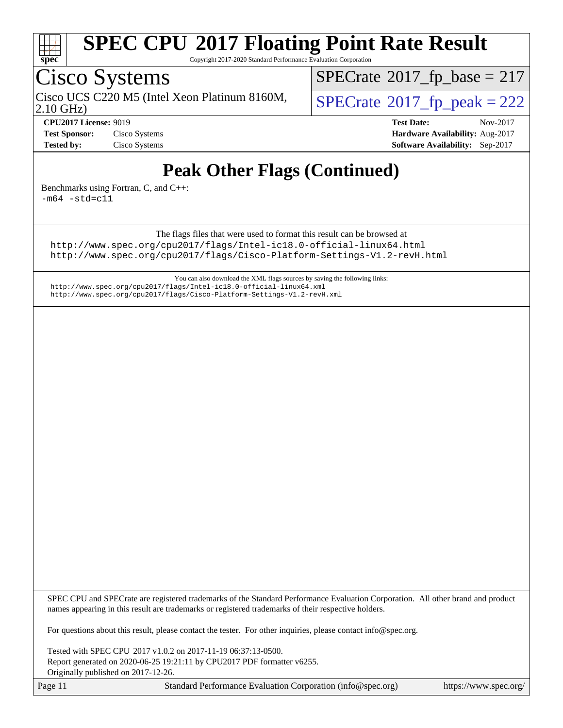# SPEC CPU 2017 Floating Point Rate Result

Copyright 2017-2020 Standard Performance Evaluation Corporation

## Cisco Systems

Cisco UCS C220 M5 (Intel Xeon Platinum 8160M, 2.10 GHz)

SPECrate 2017_fp_base = 217

SPECrate 2017_fp_peak = 222

**CPU2017 License:** 9019
**Test Sponsor:** Cisco Systems
**Tested by:** Cisco Systems

**Test Date:** Nov-2017
**Hardware Availability:** Aug-2017
**Software Availability:** Sep-2017

## Peak Other Flags (Continued)

Benchmarks using Fortran, C, and C++:
-m64 -std=c11

The flags files that were used to format this result can be browsed at
http://www.spec.org/cpu2017/flags/Intel-ic18.0-official-linux64.html
http://www.spec.org/cpu2017/flags/Cisco-Platform-Settings-V1.2-revH.html

You can also download the XML flags sources by saving the following links:
http://www.spec.org/cpu2017/flags/Intel-ic18.0-official-linux64.xml
http://www.spec.org/cpu2017/flags/Cisco-Platform-Settings-V1.2-revH.xml

SPEC CPU and SPECrate are registered trademarks of the Standard Performance Evaluation Corporation. All other brand and product names appearing in this result are trademarks or registered trademarks of their respective holders.

For questions about this result, please contact the tester. For other inquiries, please contact info@spec.org.

Tested with SPEC CPU 2017 v1.0.2 on 2017-11-19 06:37:13-0500.
Report generated on 2020-06-25 19:21:11 by CPU2017 PDF formatter v6255.
Originally published on 2017-12-26.